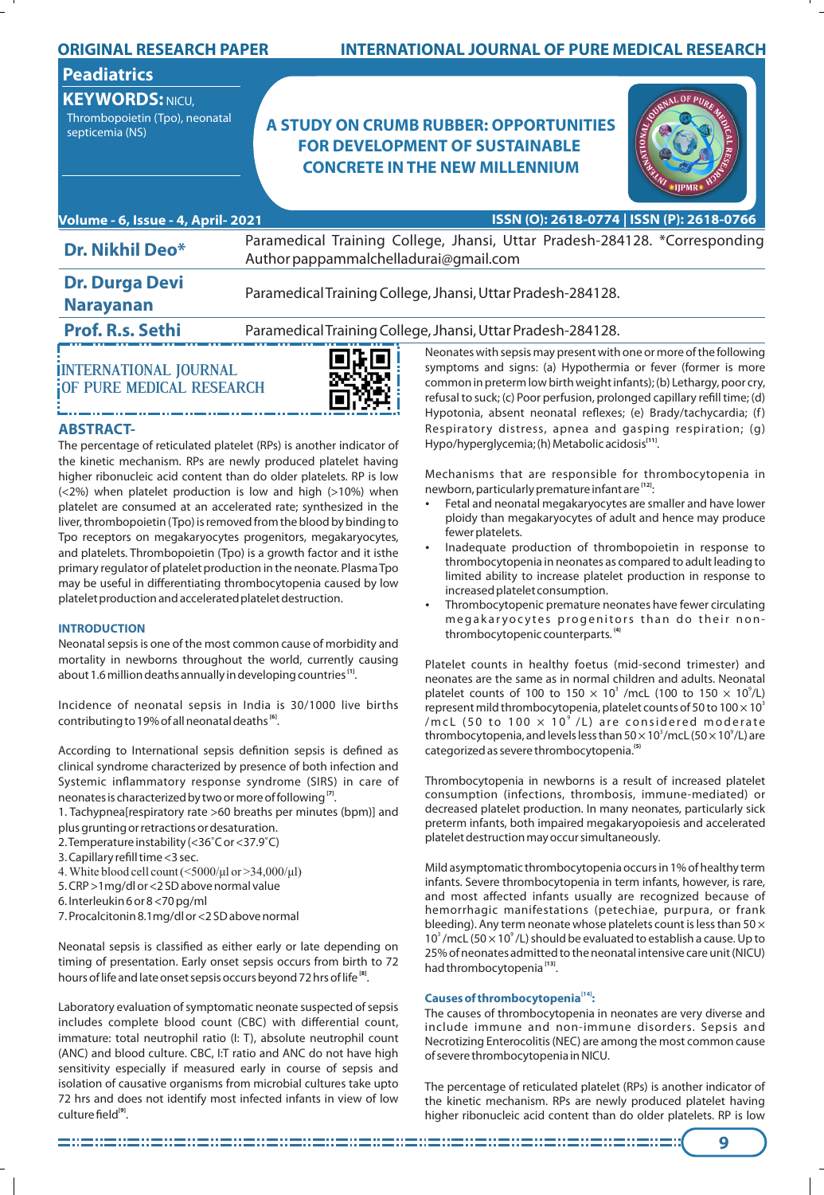ORIGINAL RESEARCH PAPER

**Peadiatrics**

**KEYWORDS:** NICU, Thrombopoietin (Tpo), neonatal septicemia (NS)

# A STUDY ON CRUMB RUBBER: OPPORTUNITIES FOR DEVELOPMENT OF SUSTAINABLE CONCRETE IN THE NEW MILLENNIUM

| | |
|---|---|
| **Dr. Nikhil Deo*** | Paramedical Training College, Jhansi, Uttar Pradesh-284128. *Corresponding Author pappammalchelladurai@gmail.com |
| **Dr. Durga Devi Narayanan** | Paramedical Training College, Jhansi, Uttar Pradesh-284128. |
| **Prof. R.s. Sethi** | Paramedical Training College, Jhansi, Uttar Pradesh-284128. |

## ABSTRACT-

The percentage of reticulated platelet (RPs) is another indicator of the kinetic mechanism. RPs are newly produced platelet having higher ribonucleic acid content than do older platelets. RP is low (<2%) when platelet production is low and high (>10%) when platelet are consumed at an accelerated rate; synthesized in the liver, thrombopoietin (Tpo) is removed from the blood by binding to Tpo receptors on megakaryocytes progenitors, megakaryocytes, and platelets. Thrombopoietin (Tpo) is a growth factor and it isthe primary regulator of platelet production in the neonate. Plasma Tpo may be useful in differentiating thrombocytopenia caused by low platelet production and accelerated platelet destruction.

## INTRODUCTION

Neonatal sepsis is one of the most common cause of morbidity and mortality in newborns throughout the world, currently causing about 1.6 million deaths annually in developing countries [1].

Incidence of neonatal sepsis in India is 30/1000 live births contributing to 19% of all neonatal deaths [6].

According to International sepsis definition sepsis is defined as clinical syndrome characterized by presence of both infection and Systemic inflammatory response syndrome (SIRS) in care of neonates is characterized by two or more of following [7].

1. Tachypnea[respiratory rate >60 breaths per minutes (bpm)] and plus grunting or retractions or desaturation.
2. Temperature instability (<36˚C or <37.9˚C)
3. Capillary refill time <3 sec.
4. White blood cell count (<5000/µl or >34,000/µl)
5. CRP >1mg/dl or <2 SD above normal value
6. Interleukin 6 or 8 <70 pg/ml
7. Procalcitonin 8.1mg/dl or <2 SD above normal

Neonatal sepsis is classified as either early or late depending on timing of presentation. Early onset sepsis occurs from birth to 72 hours of life and late onset sepsis occurs beyond 72 hrs of life [8].

Laboratory evaluation of symptomatic neonate suspected of sepsis includes complete blood count (CBC) with differential count, immature: total neutrophil ratio (I: T), absolute neutrophil count (ANC) and blood culture. CBC, I:T ratio and ANC do not have high sensitivity especially if measured early in course of sepsis and isolation of causative organisms from microbial cultures take upto 72 hrs and does not identify most infected infants in view of low culture field [9].

Neonates with sepsis may present with one or more of the following symptoms and signs: (a) Hypothermia or fever (former is more common in preterm low birth weight infants); (b) Lethargy, poor cry, refusal to suck; (c) Poor perfusion, prolonged capillary refill time; (d) Hypotonia, absent neonatal reflexes; (e) Brady/tachycardia; (f) Respiratory distress, apnea and gasping respiration; (g) Hypo/hyperglycemia; (h) Metabolic acidosis [11].

Mechanisms that are responsible for thrombocytopenia in newborn, particularly premature infant are [12]:

- Fetal and neonatal megakaryocytes are smaller and have lower ploidy than megakaryocytes of adult and hence may produce fewer platelets.
- Inadequate production of thrombopoietin in response to thrombocytopenia in neonates as compared to adult leading to limited ability to increase platelet production in response to increased platelet consumption.
- Thrombocytopenic premature neonates have fewer circulating megakaryocytes progenitors than do their non-thrombocytopenic counterparts. [4]

Platelet counts in healthy foetus (mid-second trimester) and neonates are the same as in normal children and adults. Neonatal platelet counts of 100 to 150 $\times$ $10^3$ /mcL (100 to 150 $\times$ $10^9$/L) represent mild thrombocytopenia, platelet counts of 50 to 100 $\times$ $10^3$ /mcL (50 to 100 $\times$ $10^9$ /L) are considered moderate thrombocytopenia, and levels less than 50 $\times$ $10^3$/mcL (50 $\times$ $10^9$/L) are categorized as severe thrombocytopenia. [5]

Thrombocytopenia in newborns is a result of increased platelet consumption (infections, thrombosis, immune-mediated) or decreased platelet production. In many neonates, particularly sick preterm infants, both impaired megakaryopoiesis and accelerated platelet destruction may occur simultaneously.

Mild asymptomatic thrombocytopenia occurs in 1% of healthy term infants. Severe thrombocytopenia in term infants, however, is rare, and most affected infants usually are recognized because of hemorrhagic manifestations (petechiae, purpura, or frank bleeding). Any term neonate whose platelets count is less than 50 $\times$ $10^3$ /mcL (50 $\times$ $10^9$ /L) should be evaluated to establish a cause. Up to 25% of neonates admitted to the neonatal intensive care unit (NICU) had thrombocytopenia [13].

### Causes of thrombocytopenia [14]:

The causes of thrombocytopenia in neonates are very diverse and include immune and non-immune disorders. Sepsis and Necrotizing Enterocolitis (NEC) are among the most common cause of severe thrombocytopenia in NICU.

The percentage of reticulated platelet (RPs) is another indicator of the kinetic mechanism. RPs are newly produced platelet having higher ribonucleic acid content than do older platelets. RP is low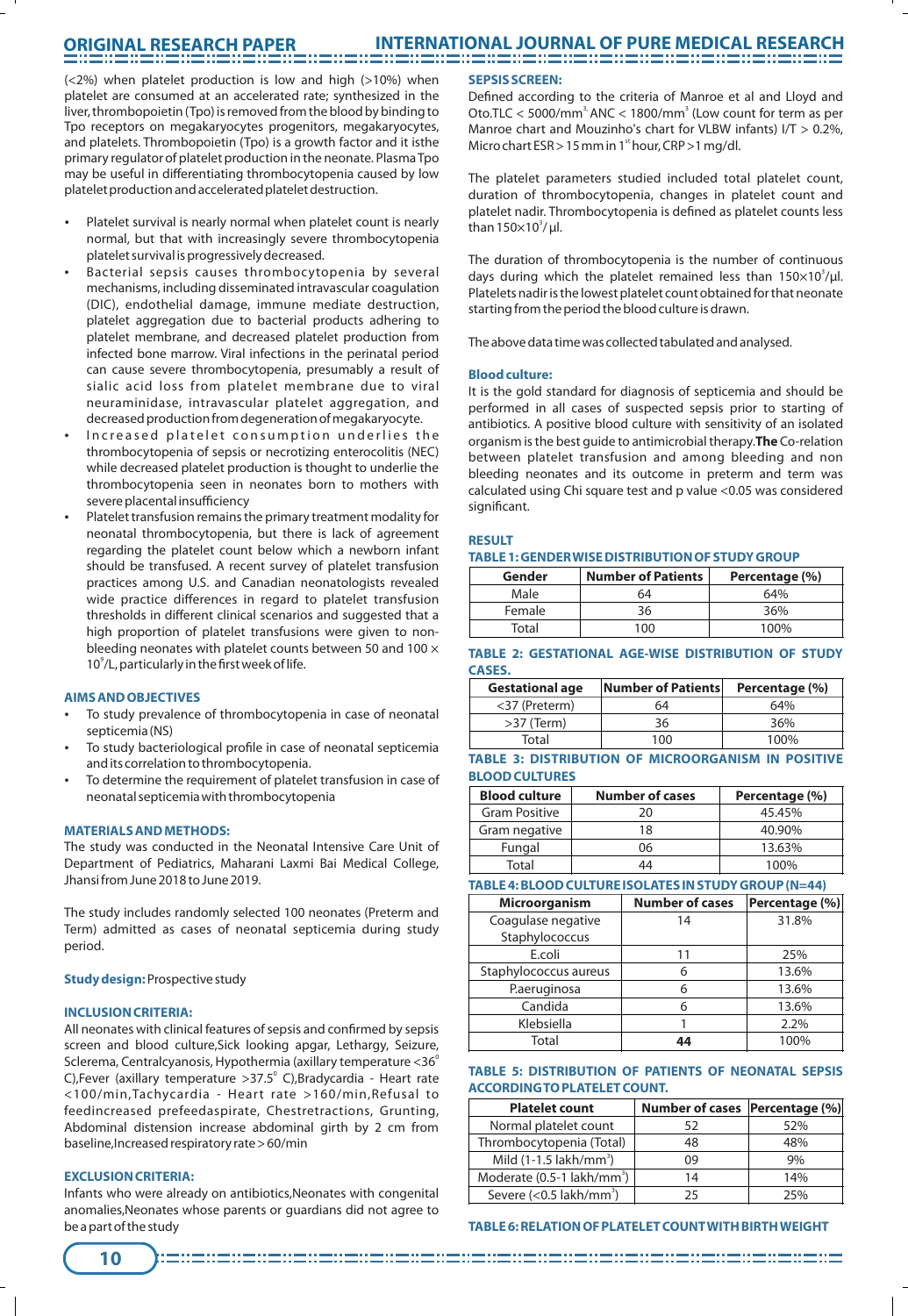(<2%) when platelet production is low and high (>10%) when platelet are consumed at an accelerated rate; synthesized in the liver, thrombopoietin (Tpo) is removed from the blood by binding to Tpo receptors on megakaryocytes progenitors, megakaryocytes, and platelets. Thrombopoietin (Tpo) is a growth factor and it isthe primary regulator of platelet production in the neonate. Plasma Tpo may be useful in differentiating thrombocytopenia caused by low platelet production and accelerated platelet destruction.

- Platelet survival is nearly normal when platelet count is nearly normal, but that with increasingly severe thrombocytopenia platelet survival is progressively decreased.
- Bacterial sepsis causes thrombocytopenia by several mechanisms, including disseminated intravascular coagulation (DIC), endothelial damage, immune mediate destruction, platelet aggregation due to bacterial products adhering to platelet membrane, and decreased platelet production from infected bone marrow. Viral infections in the perinatal period can cause severe thrombocytopenia, presumably a result of sialic acid loss from platelet membrane due to viral neuraminidase, intravascular platelet aggregation, and decreased production from degeneration of megakaryocyte.
- Increased platelet consumption underlies the thrombocytopenia of sepsis or necrotizing enterocolitis (NEC) while decreased platelet production is thought to underlie the thrombocytopenia seen in neonates born to mothers with severe placental insufficiency
- Platelet transfusion remains the primary treatment modality for neonatal thrombocytopenia, but there is lack of agreement regarding the platelet count below which a newborn infant should be transfused. A recent survey of platelet transfusion practices among U.S. and Canadian neonatologists revealed wide practice differences in regard to platelet transfusion thresholds in different clinical scenarios and suggested that a high proportion of platelet transfusions were given to non-bleeding neonates with platelet counts between 50 and 100 × $10^9$/L, particularly in the first week of life.

## AIMS AND OBJECTIVES

- To study prevalence of thrombocytopenia in case of neonatal septicemia (NS)
- To study bacteriological profile in case of neonatal septicemia and its correlation to thrombocytopenia.
- To determine the requirement of platelet transfusion in case of neonatal septicemia with thrombocytopenia

## MATERIALS AND METHODS:

The study was conducted in the Neonatal Intensive Care Unit of Department of Pediatrics, Maharani Laxmi Bai Medical College, Jhansi from June 2018 to June 2019.

The study includes randomly selected 100 neonates (Preterm and Term) admitted as cases of neonatal septicemia during study period.

**Study design:** Prospective study

### INCLUSION CRITERIA:

All neonates with clinical features of sepsis and confirmed by sepsis screen and blood culture,Sick looking apgar, Lethargy, Seizure, Sclerema, Centralcyanosis, Hypothermia (axillary temperature <36° C),Fever (axillary temperature >37.5° C),Bradycardia - Heart rate <100/min,Tachycardia - Heart rate >160/min,Refusal to feedincreased prefeedaspirate, Chestretractions, Grunting, Abdominal distension increase abdominal girth by 2 cm from baseline,Increased respiratory rate > 60/min

### EXCLUSION CRITERIA:

Infants who were already on antibiotics,Neonates with congenital anomalies,Neonates whose parents or guardians did not agree to be a part of the study

### SEPSIS SCREEN:

Defined according to the criteria of Manroe et al and Lloyd and Oto.TLC < 5000/mm$^3$ ANC < 1800/mm$^3$ (Low count for term as per Manroe chart and Mouzinho's chart for VLBW infants) I/T > 0.2%, Micro chart ESR > 15 mm in 1$^{st}$ hour, CRP >1 mg/dl.

The platelet parameters studied included total platelet count, duration of thrombocytopenia, changes in platelet count and platelet nadir. Thrombocytopenia is defined as platelet counts less than 150×$10^3$/ µl.

The duration of thrombocytopenia is the number of continuous days during which the platelet remained less than 150×$10^3$/µl. Platelets nadir is the lowest platelet count obtained for that neonate starting from the period the blood culture is drawn.

The above data time was collected tabulated and analysed.

### Blood culture:

It is the gold standard for diagnosis of septicemia and should be performed in all cases of suspected sepsis prior to starting of antibiotics. A positive blood culture with sensitivity of an isolated organism is the best guide to antimicrobial therapy.**The** Co-relation between platelet transfusion and among bleeding and non bleeding neonates and its outcome in preterm and term was calculated using Chi square test and p value <0.05 was considered significant.

## RESULT

**TABLE 1: GENDER WISE DISTRIBUTION OF STUDY GROUP**

| Gender | Number of Patients | Percentage (%) |
|---|---|---|
| Male | 64 | 64% |
| Female | 36 | 36% |
| Total | 100 | 100% |

**TABLE 2: GESTATIONAL AGE-WISE DISTRIBUTION OF STUDY CASES.**

| Gestational age | Number of Patients | Percentage (%) |
|---|---|---|
| <37 (Preterm) | 64 | 64% |
| >37 (Term) | 36 | 36% |
| Total | 100 | 100% |

**TABLE 3: DISTRIBUTION OF MICROORGANISM IN POSITIVE BLOOD CULTURES**

| Blood culture | Number of cases | Percentage (%) |
|---|---|---|
| Gram Positive | 20 | 45.45% |
| Gram negative | 18 | 40.90% |
| Fungal | 06 | 13.63% |
| Total | 44 | 100% |

**TABLE 4: BLOOD CULTURE ISOLATES IN STUDY GROUP (N=44)**

| Microorganism | Number of cases | Percentage (%) |
|---|---|---|
| Coagulase negative Staphylococcus | 14 | 31.8% |
| E.coli | 11 | 25% |
| Staphylococcus aureus | 6 | 13.6% |
| Paeruginosa | 6 | 13.6% |
| Candida | 6 | 13.6% |
| Klebsiella | 1 | 2.2% |
| Total | **44** | 100% |

**TABLE 5: DISTRIBUTION OF PATIENTS OF NEONATAL SEPSIS ACCORDING TO PLATELET COUNT.**

| Platelet count | Number of cases | Percentage (%) |
|---|---|---|
| Normal platelet count | 52 | 52% |
| Thrombocytopenia (Total) | 48 | 48% |
| Mild (1-1.5 lakh/mm$^3$) | 09 | 9% |
| Moderate (0.5-1 lakh/mm$^3$) | 14 | 14% |
| Severe (<0.5 lakh/mm$^3$) | 25 | 25% |

**TABLE 6: RELATION OF PLATELET COUNT WITH BIRTH WEIGHT**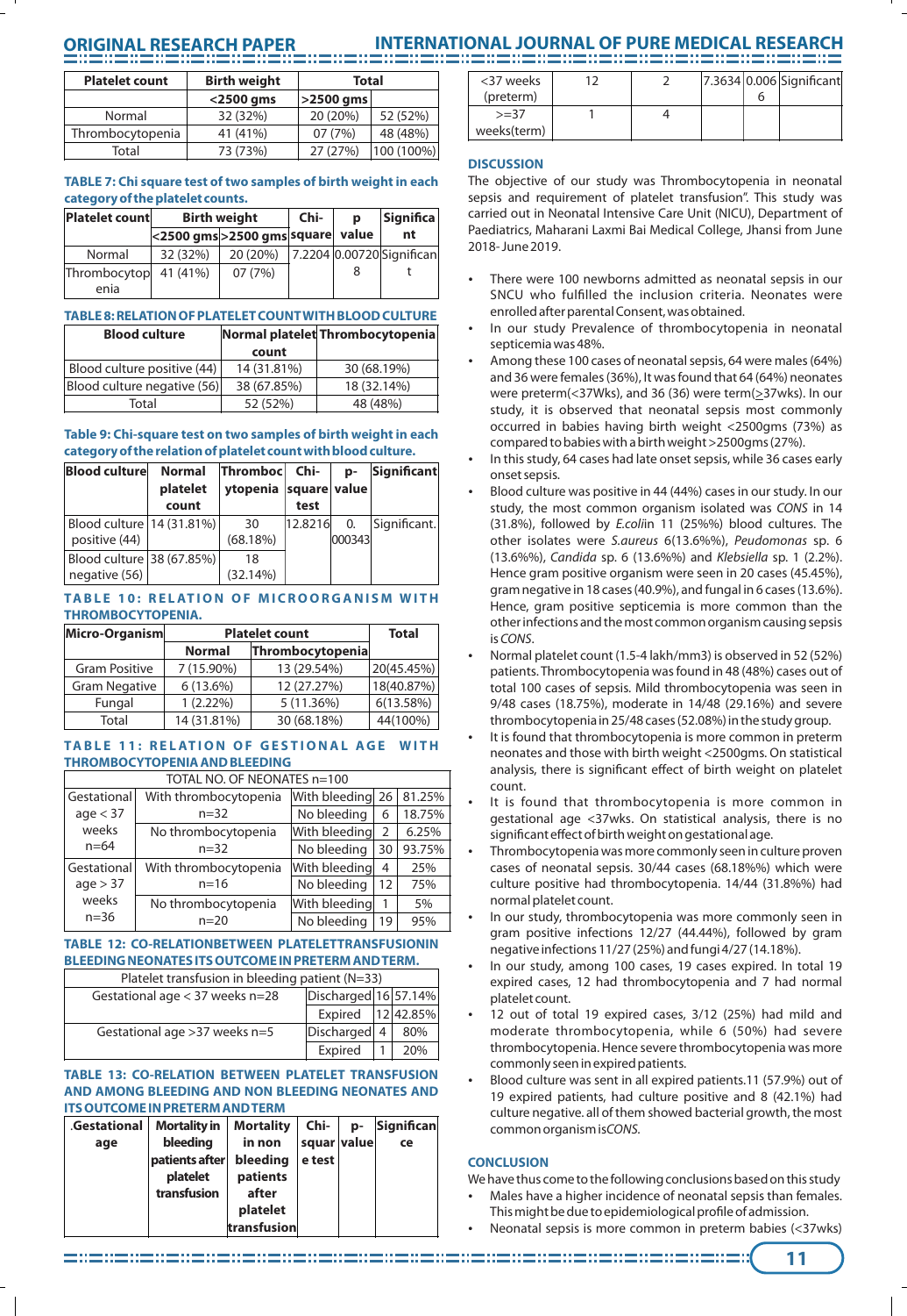| Platelet count | Birth weight | | Total |
|---|---|---|---|
| | <2500 gms | >2500 gms | |
| Normal | 32 (32%) | 20 (20%) | 52 (52%) |
| Thrombocytopenia | 41 (41%) | 07 (7%) | 48 (48%) |
| Total | 73 (73%) | 27 (27%) | 100 (100%) |

**TABLE 7: Chi square test of two samples of birth weight in each category of the platelet counts.**

| Platelet count | Birth weight | | Chi-square | p value | Significant |
|---|---|---|---|---|---|
| | <2500 gms | >2500 gms | | | |
| Normal | 32 (32%) | 20 (20%) | 7.2204 | 0.007208 | Significant |
| Thrombocytopenia | 41 (41%) | 07 (7%) | | | |

**TABLE 8: RELATION OF PLATELET COUNT WITH BLOOD CULTURE**

| Blood culture | Normal platelet count | Thrombocytopenia |
|---|---|---|
| Blood culture positive (44) | 14 (31.81%) | 30 (68.19%) |
| Blood culture negative (56) | 38 (67.85%) | 18 (32.14%) |
| Total | 52 (52%) | 48 (48%) |

**Table 9: Chi-square test on two samples of birth weight in each category of the relation of platelet count with blood culture.**

| Blood culture | Normal platelet count | Thrombocytopenia | Chi-square test | p-value | Significant |
|---|---|---|---|---|---|
| Blood culture positive (44) | 14 (31.81%) | 30 (68.18%) | 12.8216 | 0.000343 | Significant. |
| Blood culture negative (56) | 38 (67.85%) | 18 (32.14%) | | | |

**TABLE 10: RELATION OF MICROORGANISM WITH THROMBOCYTOPENIA.**

| Micro-Organism | Platelet count | | Total |
|---|---|---|---|
| | Normal | Thrombocytopenia | |
| Gram Positive | 7 (15.90%) | 13 (29.54%) | 20(45.45%) |
| Gram Negative | 6 (13.6%) | 12 (27.27%) | 18(40.87%) |
| Fungal | 1 (2.22%) | 5 (11.36%) | 6(13.58%) |
| Total | 14 (31.81%) | 30 (68.18%) | 44(100%) |

**TABLE 11: RELATION OF GESTATIONAL AGE WITH THROMBOCYTOPENIA AND BLEEDING**

| TOTAL NO. OF NEONATES n=100 | | | | |
|---|---|---|---|---|
| Gestational age < 37 weeks n=64 | With thrombocytopenia n=32 | With bleeding | 26 | 81.25% |
| | | No bleeding | 6 | 18.75% |
| | No thrombocytopenia n=32 | With bleeding | 2 | 6.25% |
| | | No bleeding | 30 | 93.75% |
| Gestational age > 37 weeks n=36 | With thrombocytopenia n=16 | With bleeding | 4 | 25% |
| | | No bleeding | 12 | 75% |
| | No thrombocytopenia n=20 | With bleeding | 1 | 5% |
| | | No bleeding | 19 | 95% |

**TABLE 12: CO-RELATIONBETWEEN PLATELETTRANSFUSIONIN BLEEDING NEONATES ITS OUTCOME IN PRETERM AND TERM.**

| Platelet transfusion in bleeding patient (N=33) | | | |
|---|---|---|---|
| Gestational age < 37 weeks n=28 | Discharged | 16 | 57.14% |
| | Expired | 12 | 42.85% |
| Gestational age >37 weeks n=5 | Discharged | 4 | 80% |
| | Expired | 1 | 20% |

**TABLE 13: CO-RELATION BETWEEN PLATELET TRANSFUSION AND AMONG BLEEDING AND NON BLEEDING NEONATES AND ITS OUTCOME IN PRETERM AND TERM**

| .Gestational age | Mortality in bleeding patients after platelet transfusion | Mortality in non bleeding patients after platelet transfusion | Chi-square test | p-value | Significance |
|---|---|---|---|---|---|
| <37 weeks (preterm) | 12 | 2 | 7.3634 | 0.0066 | Significant |
| >=37 weeks(term) | 1 | 4 | | | |

### DISCUSSION

The objective of our study was Thrombocytopenia in neonatal sepsis and requirement of platelet transfusion". This study was carried out in Neonatal Intensive Care Unit (NICU), Department of Paediatrics, Maharani Laxmi Bai Medical College, Jhansi from June 2018- June 2019.

- There were 100 newborns admitted as neonatal sepsis in our SNCU who fulfilled the inclusion criteria. Neonates were enrolled after parental Consent, was obtained.
- In our study Prevalence of thrombocytopenia in neonatal septicemia was 48%.
- Among these 100 cases of neonatal sepsis, 64 were males (64%) and 36 were females (36%), It was found that 64 (64%) neonates were preterm(<37Wks), and 36 (36) were term(≥37wks). In our study, it is observed that neonatal sepsis most commonly occurred in babies having birth weight <2500gms (73%) as compared to babies with a birth weight >2500gms (27%).
- In this study, 64 cases had late onset sepsis, while 36 cases early onset sepsis.
- Blood culture was positive in 44 (44%) cases in our study. In our study, the most common organism isolated was *CONS* in 14 (31.8%), followed by *E.coli*in 11 (25%%) blood cultures. The other isolates were *S.aureus* 6(13.6%%), *Peudomonas* sp. 6 (13.6%%), *Candida* sp. 6 (13.6%%) and *Klebsiella* sp. 1 (2.2%). Hence gram positive organism were seen in 20 cases (45.45%), gram negative in 18 cases (40.9%), and fungal in 6 cases (13.6%). Hence, gram positive septicemia is more common than the other infections and the most common organism causing sepsis is *CONS*.
- Normal platelet count (1.5-4 lakh/mm3) is observed in 52 (52%) patients. Thrombocytopenia was found in 48 (48%) cases out of total 100 cases of sepsis. Mild thrombocytopenia was seen in 9/48 cases (18.75%), moderate in 14/48 (29.16%) and severe thrombocytopenia in 25/48 cases (52.08%) in the study group.
- It is found that thrombocytopenia is more common in preterm neonates and those with birth weight <2500gms. On statistical analysis, there is significant effect of birth weight on platelet count.
- It is found that thrombocytopenia is more common in gestational age <37wks. On statistical analysis, there is no significant effect of birth weight on gestational age.
- Thrombocytopenia was more commonly seen in culture proven cases of neonatal sepsis. 30/44 cases (68.18%%) which were culture positive had thrombocytopenia. 14/44 (31.8%%) had normal platelet count.
- In our study, thrombocytopenia was more commonly seen in gram positive infections 12/27 (44.44%), followed by gram negative infections 11/27 (25%) and fungi 4/27 (14.18%).
- In our study, among 100 cases, 19 cases expired. In total 19 expired cases, 12 had thrombocytopenia and 7 had normal platelet count.
- 12 out of total 19 expired cases, 3/12 (25%) had mild and moderate thrombocytopenia, while 6 (50%) had severe thrombocytopenia. Hence severe thrombocytopenia was more commonly seen in expired patients.
- Blood culture was sent in all expired patients.11 (57.9%) out of 19 expired patients, had culture positive and 8 (42.1%) had culture negative. all of them showed bacterial growth, the most common organism is*CONS*.

### CONCLUSION

We have thus come to the following conclusions based on this study

- Males have a higher incidence of neonatal sepsis than females. This might be due to epidemiological profile of admission.
- Neonatal sepsis is more common in preterm babies (<37wks)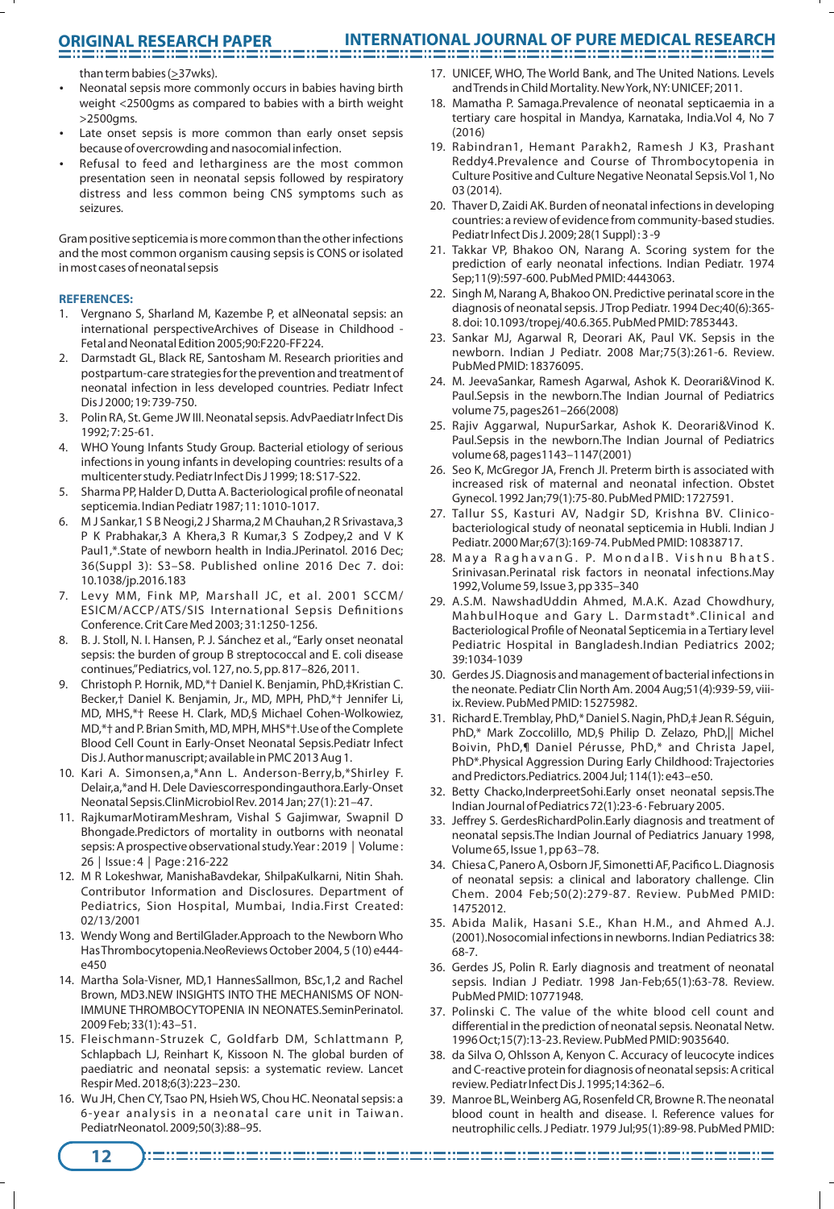than term babies (≥37wks).

- Neonatal sepsis more commonly occurs in babies having birth weight <2500gms as compared to babies with a birth weight >2500gms.
- Late onset sepsis is more common than early onset sepsis because of overcrowding and nasocomial infection.
- Refusal to feed and letharginess are the most common presentation seen in neonatal sepsis followed by respiratory distress and less common being CNS symptoms such as seizures.

Gram positive septicemia is more common than the other infections and the most common organism causing sepsis is CONS or isolated in most cases of neonatal sepsis

## REFERENCES:

1. Vergnano S, Sharland M, Kazembe P, et alNeonatal sepsis: an international perspectiveArchives of Disease in Childhood - Fetal and Neonatal Edition 2005;90:F220-FF224.
2. Darmstadt GL, Black RE, Santosham M. Research priorities and postpartum-care strategies for the prevention and treatment of neonatal infection in less developed countries. Pediatr Infect Dis J 2000; 19: 739-750.
3. Polin RA, St. Geme JW III. Neonatal sepsis. AdvPaediatr Infect Dis 1992; 7: 25-61.
4. WHO Young Infants Study Group. Bacterial etiology of serious infections in young infants in developing countries: results of a multicenter study. Pediatr Infect Dis J 1999; 18: S17-S22.
5. Sharma PP, Halder D, Dutta A. Bacteriological profile of neonatal septicemia. Indian Pediatr 1987; 11: 1010-1017.
6. M J Sankar,1 S B Neogi,2 J Sharma,2 M Chauhan,2 R Srivastava,3 P K Prabhakar,3 A Khera,3 R Kumar,3 S Zodpey,2 and V K Paul1,*.State of newborn health in India.JPerinatol. 2016 Dec; 36(Suppl 3): S3–S8. Published online 2016 Dec 7. doi: 10.1038/jp.2016.183
7. Levy MM, Fink MP, Marshall JC, et al. 2001 SCCM/ ESICM/ACCP/ATS/SIS International Sepsis Definitions Conference. Crit Care Med 2003; 31:1250-1256.
8. B. J. Stoll, N. I. Hansen, P. J. Sánchez et al., "Early onset neonatal sepsis: the burden of group B streptococcal and E. coli disease continues,"Pediatrics, vol. 127, no. 5, pp. 817–826, 2011.
9. Christoph P. Hornik, MD,*† Daniel K. Benjamin, PhD,‡Kristian C. Becker,† Daniel K. Benjamin, Jr., MD, MPH, PhD,*† Jennifer Li, MD, MHS,*† Reese H. Clark, MD,§ Michael Cohen-Wolkowiez, MD,*† and P. Brian Smith, MD, MPH, MHS*†.Use of the Complete Blood Cell Count in Early-Onset Neonatal Sepsis.Pediatr Infect Dis J. Author manuscript; available in PMC 2013 Aug 1.
10. Kari A. Simonsen,a,*Ann L. Anderson-Berry,b,*Shirley F. Delair,a,*and H. Dele Daviescorrespondingauthora.Early-Onset Neonatal Sepsis.ClinMicrobiol Rev. 2014 Jan; 27(1): 21–47.
11. RajkumarMotiramMeshram, Vishal S Gajimwar, Swapnil D Bhongade.Predictors of mortality in outborns with neonatal sepsis: A prospective observational study.Year : 2019 | Volume : 26 | Issue : 4 | Page : 216-222
12. M R Lokeshwar, ManishaBavdekar, ShilpaKulkarni, Nitin Shah. Contributor Information and Disclosures. Department of Pediatrics, Sion Hospital, Mumbai, India.First Created: 02/13/2001
13. Wendy Wong and BertilGlader.Approach to the Newborn Who Has Thrombocytopenia.NeoReviews October 2004, 5 (10) e444-e450
14. Martha Sola-Visner, MD,1 HannesSallmon, BSc,1,2 and Rachel Brown, MD3.NEW INSIGHTS INTO THE MECHANISMS OF NON-IMMUNE THROMBOCYTOPENIA IN NEONATES.SeminPerinatol. 2009 Feb; 33(1): 43–51.
15. Fleischmann-Struzek C, Goldfarb DM, Schlattmann P, Schlapbach LJ, Reinhart K, Kissoon N. The global burden of paediatric and neonatal sepsis: a systematic review. Lancet Respir Med. 2018;6(3):223–230.
16. Wu JH, Chen CY, Tsao PN, Hsieh WS, Chou HC. Neonatal sepsis: a 6-year analysis in a neonatal care unit in Taiwan. PediatrNeonatol. 2009;50(3):88–95.
17. UNICEF, WHO, The World Bank, and The United Nations. Levels and Trends in Child Mortality. New York, NY: UNICEF; 2011.
18. Mamatha P. Samaga.Prevalence of neonatal septicaemia in a tertiary care hospital in Mandya, Karnataka, India.Vol 4, No 7 (2016)
19. Rabindran1, Hemant Parakh2, Ramesh J K3, Prashant Reddy4.Prevalence and Course of Thrombocytopenia in Culture Positive and Culture Negative Neonatal Sepsis.Vol 1, No 03 (2014).
20. Thaver D, Zaidi AK. Burden of neonatal infections in developing countries: a review of evidence from community-based studies. Pediatr Infect Dis J. 2009; 28(1 Suppl) : 3 -9
21. Takkar VP, Bhakoo ON, Narang A. Scoring system for the prediction of early neonatal infections. Indian Pediatr. 1974 Sep;11(9):597-600. PubMed PMID: 4443063.
22. Singh M, Narang A, Bhakoo ON. Predictive perinatal score in the diagnosis of neonatal sepsis. J Trop Pediatr. 1994 Dec;40(6):365-8. doi: 10.1093/tropej/40.6.365. PubMed PMID: 7853443.
23. Sankar MJ, Agarwal R, Deorari AK, Paul VK. Sepsis in the newborn. Indian J Pediatr. 2008 Mar;75(3):261-6. Review. PubMed PMID: 18376095.
24. M. JeevaSankar, Ramesh Agarwal, Ashok K. Deorari&Vinod K. Paul.Sepsis in the newborn.The Indian Journal of Pediatrics volume 75, pages261–266(2008)
25. Rajiv Aggarwal, NupurSarkar, Ashok K. Deorari&Vinod K. Paul.Sepsis in the newborn.The Indian Journal of Pediatrics volume 68, pages1143–1147(2001)
26. Seo K, McGregor JA, French JI. Preterm birth is associated with increased risk of maternal and neonatal infection. Obstet Gynecol. 1992 Jan;79(1):75-80. PubMed PMID: 1727591.
27. Tallur SS, Kasturi AV, Nadgir SD, Krishna BV. Clinico-bacteriological study of neonatal septicemia in Hubli. Indian J Pediatr. 2000 Mar;67(3):169-74. PubMed PMID: 10838717.
28. Maya RaghavanG. P. MondalB. Vishnu BhatS. Srinivasan.Perinatal risk factors in neonatal infections.May 1992, Volume 59, Issue 3, pp 335–340
29. A.S.M. NawshadUddin Ahmed, M.A.K. Azad Chowdhury, MahbulHoque and Gary L. Darmstadt*.Clinical and Bacteriological Profile of Neonatal Septicemia in a Tertiary level Pediatric Hospital in Bangladesh.Indian Pediatrics 2002; 39:1034-1039
30. Gerdes JS. Diagnosis and management of bacterial infections in the neonate. Pediatr Clin North Am. 2004 Aug;51(4):939-59, viii-ix. Review. PubMed PMID: 15275982.
31. Richard E. Tremblay, PhD,* Daniel S. Nagin, PhD,‡ Jean R. Séguin, PhD,* Mark Zoccolillo, MD,§ Philip D. Zelazo, PhD,|| Michel Boivin, PhD,¶ Daniel Pérusse, PhD,* and Christa Japel, PhD*.Physical Aggression During Early Childhood: Trajectories and Predictors.Pediatrics. 2004 Jul; 114(1): e43–e50.
32. Betty Chacko,InderpreetSohi.Early onset neonatal sepsis.The Indian Journal of Pediatrics 72(1):23-6 · February 2005.
33. Jeffrey S. GerdesRichardPolin.Early diagnosis and treatment of neonatal sepsis.The Indian Journal of Pediatrics January 1998, Volume 65, Issue 1, pp 63–78.
34. Chiesa C, Panero A, Osborn JF, Simonetti AF, Pacifico L. Diagnosis of neonatal sepsis: a clinical and laboratory challenge. Clin Chem. 2004 Feb;50(2):279-87. Review. PubMed PMID: 14752012.
35. Abida Malik, Hasani S.E., Khan H.M., and Ahmed A.J. (2001).Nosocomial infections in newborns. Indian Pediatrics 38: 68-7.
36. Gerdes JS, Polin R. Early diagnosis and treatment of neonatal sepsis. Indian J Pediatr. 1998 Jan-Feb;65(1):63-78. Review. PubMed PMID: 10771948.
37. Polinski C. The value of the white blood cell count and differential in the prediction of neonatal sepsis. Neonatal Netw. 1996 Oct;15(7):13-23. Review. PubMed PMID: 9035640.
38. da Silva O, Ohlsson A, Kenyon C. Accuracy of leucocyte indices and C-reactive protein for diagnosis of neonatal sepsis: A critical review. Pediatr Infect Dis J. 1995;14:362–6.
39. Manroe BL, Weinberg AG, Rosenfeld CR, Browne R. The neonatal blood count in health and disease. I. Reference values for neutrophilic cells. J Pediatr. 1979 Jul;95(1):89-98. PubMed PMID: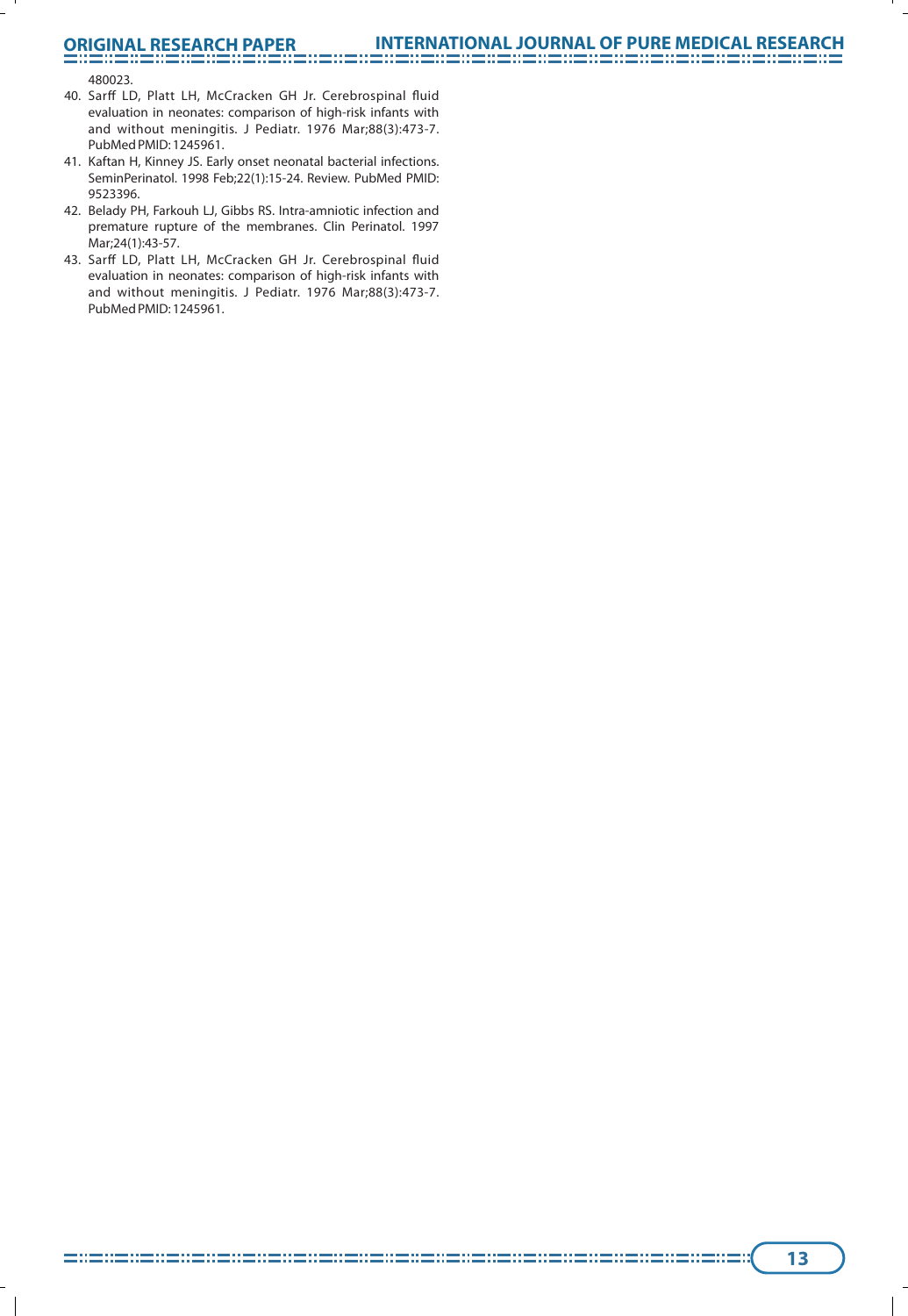480023.

40. Sarff LD, Platt LH, McCracken GH Jr. Cerebrospinal fluid evaluation in neonates: comparison of high-risk infants with and without meningitis. J Pediatr. 1976 Mar;88(3):473-7. PubMed PMID: 1245961.
41. Kaftan H, Kinney JS. Early onset neonatal bacterial infections. SeminPerinatol. 1998 Feb;22(1):15-24. Review. PubMed PMID: 9523396.
42. Belady PH, Farkouh LJ, Gibbs RS. Intra-amniotic infection and premature rupture of the membranes. Clin Perinatol. 1997 Mar;24(1):43-57.
43. Sarff LD, Platt LH, McCracken GH Jr. Cerebrospinal fluid evaluation in neonates: comparison of high-risk infants with and without meningitis. J Pediatr. 1976 Mar;88(3):473-7. PubMed PMID: 1245961.